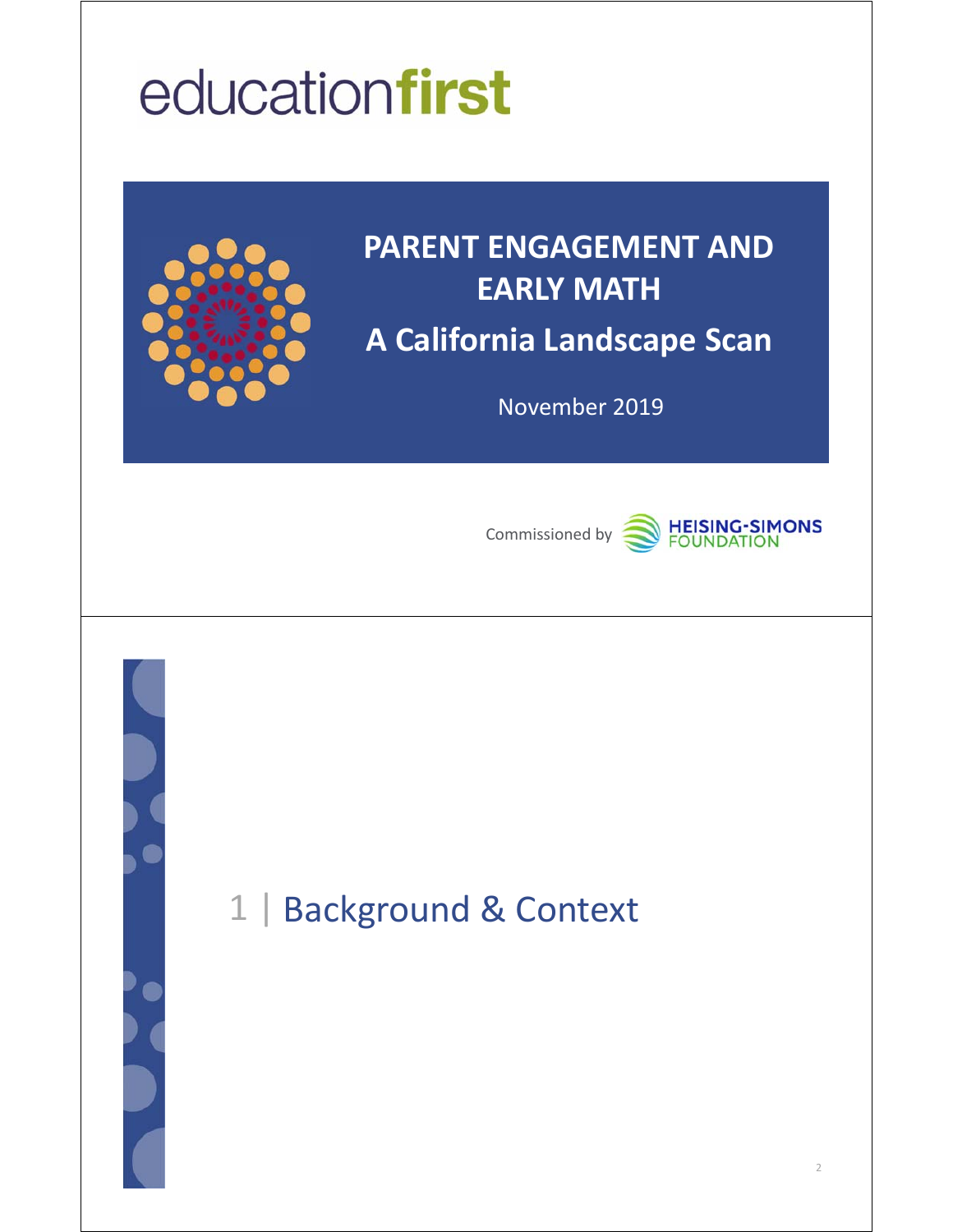educationfirst

# PARENT ENGAGEMENT AND EARLY MATH

## A California Landscape Scan

November 2019

Commissioned by HEISING-SIMONS FOUNDATION

---

# 1 | Background & Context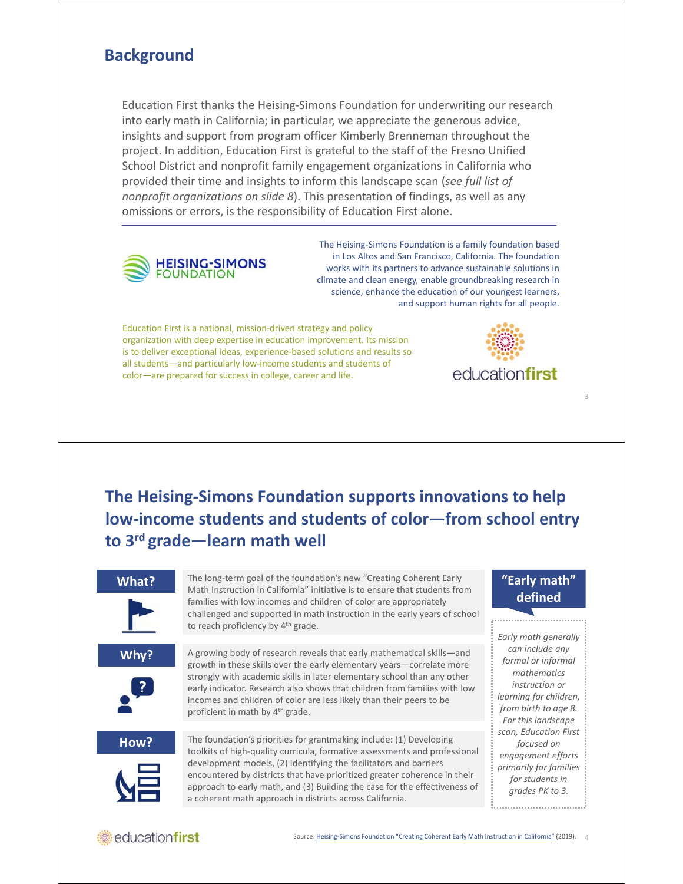## Background

Education First thanks the Heising-Simons Foundation for underwriting our research into early math in California; in particular, we appreciate the generous advice, insights and support from program officer Kimberly Brenneman throughout the project. In addition, Education First is grateful to the staff of the Fresno Unified School District and nonprofit family engagement organizations in California who provided their time and insights to inform this landscape scan (*see full list of nonprofit organizations on slide 8*). This presentation of findings, as well as any omissions or errors, is the responsibility of Education First alone.

HEISING-SIMONS FOUNDATION

The Heising-Simons Foundation is a family foundation based in Los Altos and San Francisco, California. The foundation works with its partners to advance sustainable solutions in climate and clean energy, enable groundbreaking research in science, enhance the education of our youngest learners, and support human rights for all people.

Education First is a national, mission-driven strategy and policy organization with deep expertise in education improvement. Its mission is to deliver exceptional ideas, experience-based solutions and results so all students—and particularly low-income students and students of color—are prepared for success in college, career and life.

educationfirst

## The Heising-Simons Foundation supports innovations to help low-income students and students of color—from school entry to 3rd grade—learn math well

**What?**

The long-term goal of the foundation's new "Creating Coherent Early Math Instruction in California" initiative is to ensure that students from families with low incomes and children of color are appropriately challenged and supported in math instruction in the early years of school to reach proficiency by 4th grade.

**Why?**

A growing body of research reveals that early mathematical skills—and growth in these skills over the early elementary years—correlate more strongly with academic skills in later elementary school than any other early indicator. Research also shows that children from families with low incomes and children of color are less likely than their peers to be proficient in math by 4th grade.

**How?**

The foundation's priorities for grantmaking include: (1) Developing toolkits of high-quality curricula, formative assessments and professional development models, (2) Identifying the facilitators and barriers encountered by districts that have prioritized greater coherence in their approach to early math, and (3) Building the case for the effectiveness of a coherent math approach in districts across California.

**"Early math" defined**

*Early math generally can include any formal or informal mathematics instruction or learning for children, from birth to age 8. For this landscape scan, Education First focused on engagement efforts primarily for families for students in grades PK to 3.*

Source: Heising-Simons Foundation "Creating Coherent Early Math Instruction in California" (2019).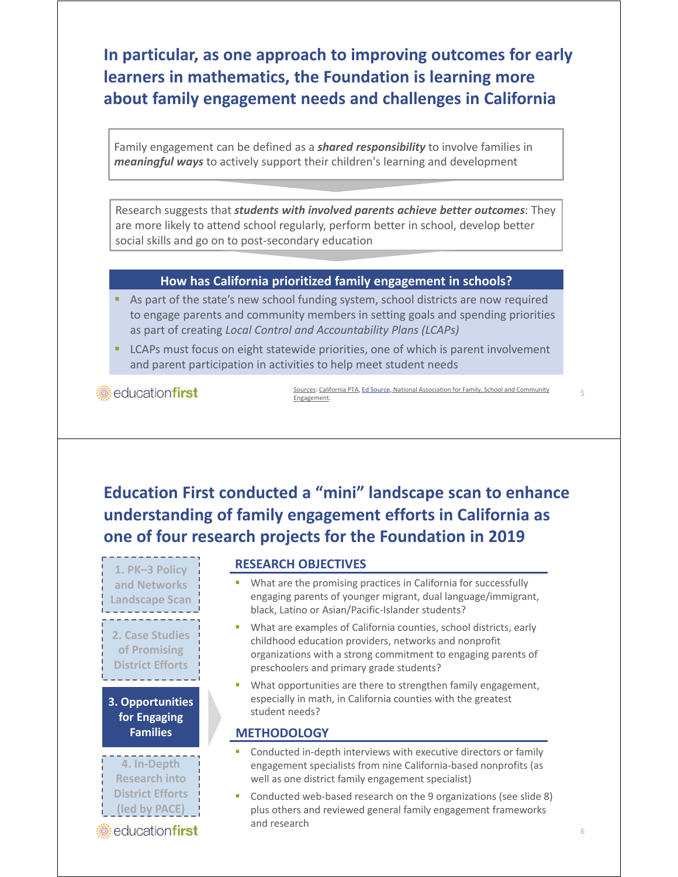## In particular, as one approach to improving outcomes for early learners in mathematics, the Foundation is learning more about family engagement needs and challenges in California

Family engagement can be defined as a ***shared responsibility*** to involve families in ***meaningful ways*** to actively support their children's learning and development

Research suggests that ***students with involved parents achieve better outcomes***: They are more likely to attend school regularly, perform better in school, develop better social skills and go on to post-secondary education

**How has California prioritized family engagement in schools?**

- As part of the state's new school funding system, school districts are now required to engage parents and community members in setting goals and spending priorities as part of creating *Local Control and Accountability Plans (LCAPs)*
- LCAPs must focus on eight statewide priorities, one of which is parent involvement and parent participation in activities to help meet student needs

Sources: California PTA, Ed Source, National Association for Family, School and Community Engagement.

## Education First conducted a "mini" landscape scan to enhance understanding of family engagement efforts in California as one of four research projects for the Foundation in 2019

1. PK–3 Policy and Networks Landscape Scan
2. Case Studies of Promising District Efforts
3. **Opportunities for Engaging Families**
4. In-Depth Research into District Efforts (led by PACE)

### RESEARCH OBJECTIVES

- What are the promising practices in California for successfully engaging parents of younger migrant, dual language/immigrant, black, Latino or Asian/Pacific-Islander students?
- What are examples of California counties, school districts, early childhood education providers, networks and nonprofit organizations with a strong commitment to engaging parents of preschoolers and primary grade students?
- What opportunities are there to strengthen family engagement, especially in math, in California counties with the greatest student needs?

### METHODOLOGY

- Conducted in-depth interviews with executive directors or family engagement specialists from nine California-based nonprofits (as well as one district family engagement specialist)
- Conducted web-based research on the 9 organizations (see slide 8) plus others and reviewed general family engagement frameworks and research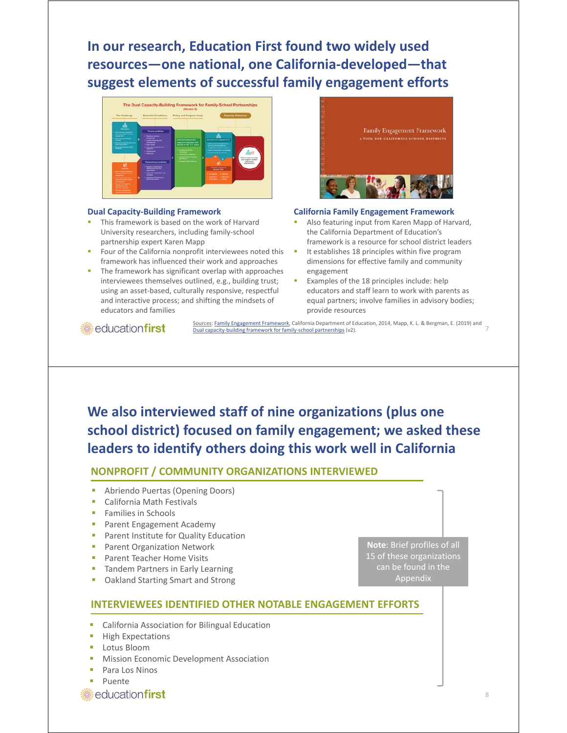## In our research, Education First found two widely used resources—one national, one California-developed—that suggest elements of successful family engagement efforts

### Dual Capacity-Building Framework

- This framework is based on the work of Harvard University researchers, including family-school partnership expert Karen Mapp
- Four of the California nonprofit interviewees noted this framework has influenced their work and approaches
- The framework has significant overlap with approaches interviewees themselves outlined, e.g., building trust; using an asset-based, culturally responsive, respectful and interactive process; and shifting the mindsets of educators and families

### California Family Engagement Framework

- Also featuring input from Karen Mapp of Harvard, the California Department of Education's framework is a resource for school district leaders
- It establishes 18 principles within five program dimensions for effective family and community engagement
- Examples of the 18 principles include: help educators and staff learn to work with parents as equal partners; involve families in advisory bodies; provide resources

Sources: Family Engagement Framework, California Department of Education, 2014, Mapp, K. L. & Bergman, E. (2019) and Dual capacity-building framework for family-school partnerships (v2).

## We also interviewed staff of nine organizations (plus one school district) focused on family engagement; we asked these leaders to identify others doing this work well in California

### NONPROFIT / COMMUNITY ORGANIZATIONS INTERVIEWED

- Abriendo Puertas (Opening Doors)
- California Math Festivals
- Families in Schools
- Parent Engagement Academy
- Parent Institute for Quality Education
- Parent Organization Network
- Parent Teacher Home Visits
- Tandem Partners in Early Learning
- Oakland Starting Smart and Strong

### INTERVIEWEES IDENTIFIED OTHER NOTABLE ENGAGEMENT EFFORTS

- California Association for Bilingual Education
- High Expectations
- Lotus Bloom
- Mission Economic Development Association
- Para Los Ninos
- Puente

**Note**: Brief profiles of all 15 of these organizations can be found in the Appendix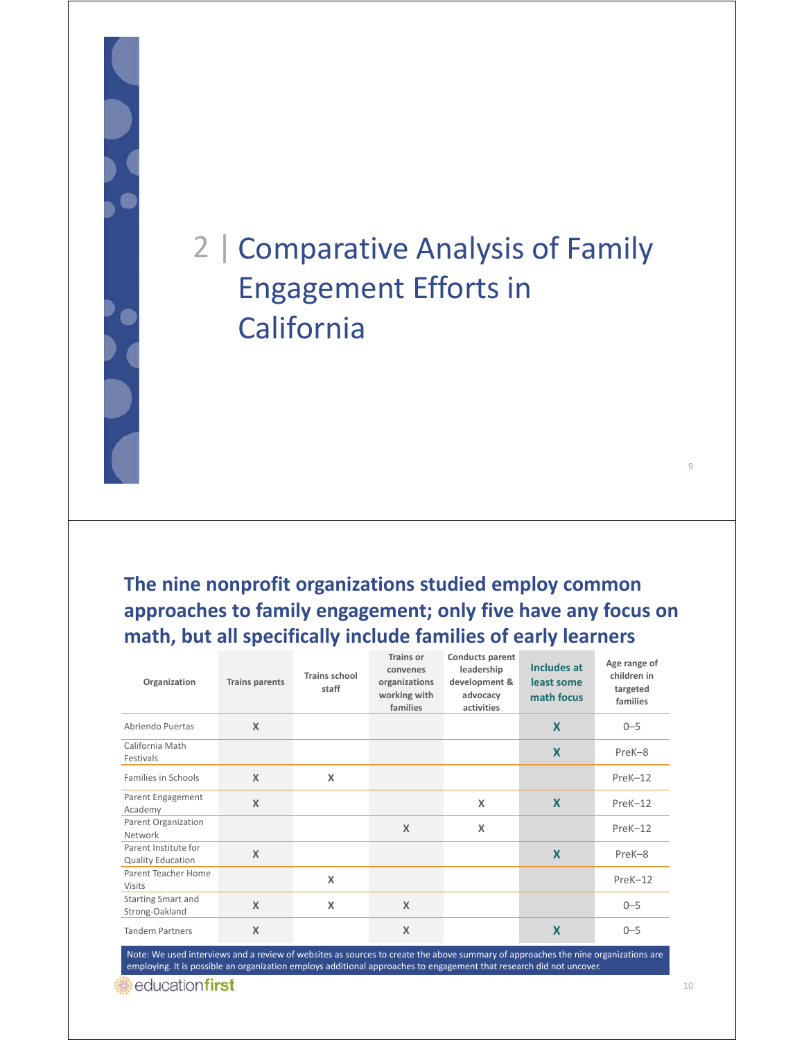# 2 | Comparative Analysis of Family Engagement Efforts in California

## The nine nonprofit organizations studied employ common approaches to family engagement; only five have any focus on math, but all specifically include families of early learners

| Organization | Trains parents | Trains school staff | Trains or convenes organizations working with families | Conducts parent leadership development & advocacy activities | Includes at least some math focus | Age range of children in targeted families |
|---|---|---|---|---|---|---|
| Abriendo Puertas | X | | | | X | 0–5 |
| California Math Festivals | | | | | X | PreK–8 |
| Families in Schools | X | X | | | | PreK–12 |
| Parent Engagement Academy | X | | | X | X | PreK–12 |
| Parent Organization Network | | | X | X | | PreK–12 |
| Parent Institute for Quality Education | X | | | | X | PreK–8 |
| Parent Teacher Home Visits | | X | | | | PreK–12 |
| Starting Smart and Strong-Oakland | X | X | X | | | 0–5 |
| Tandem Partners | X | | X | | X | 0–5 |

Note: We used interviews and a review of websites as sources to create the above summary of approaches the nine organizations are employing. It is possible an organization employs additional approaches to engagement that research did not uncover.

educationfirst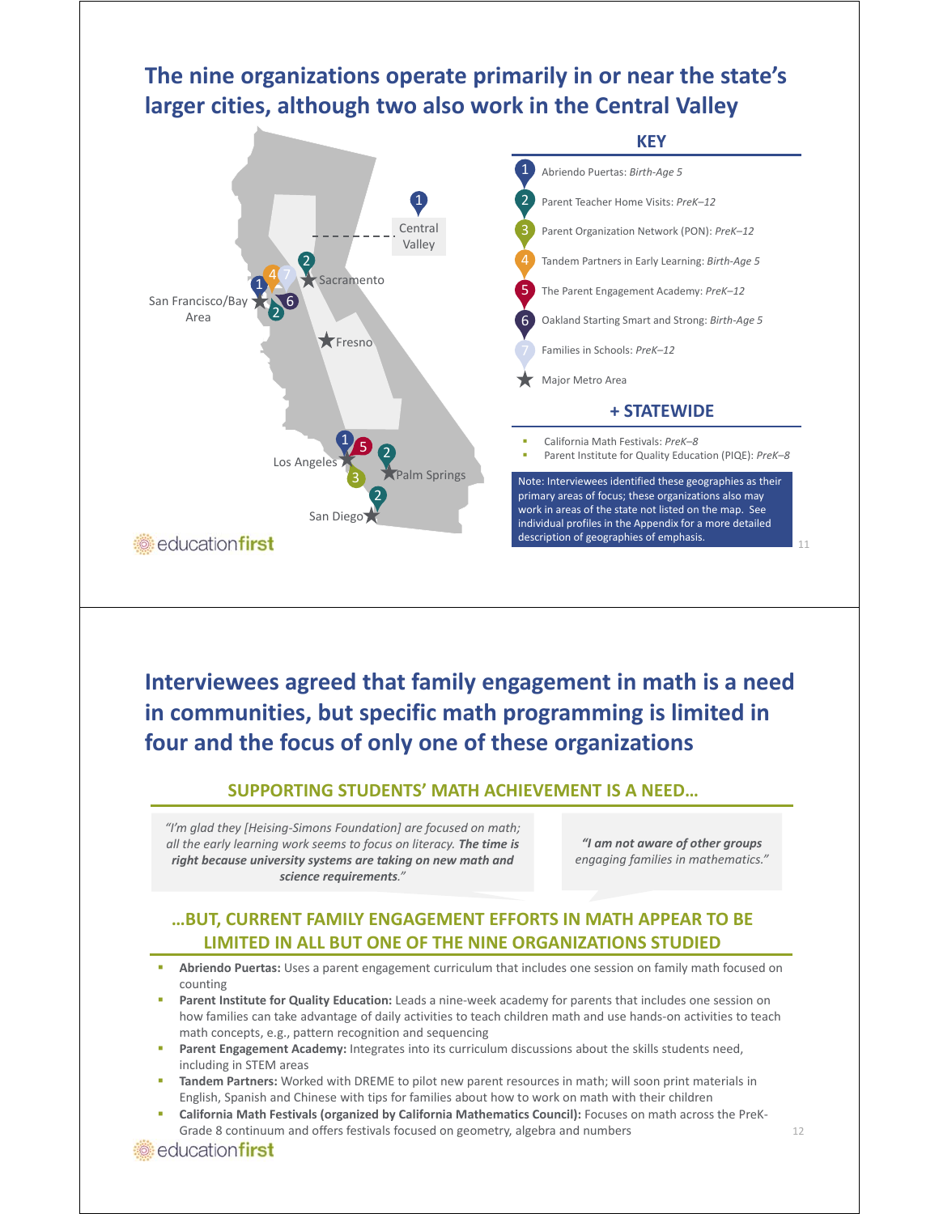## The nine organizations operate primarily in or near the state's larger cities, although two also work in the Central Valley

Central Valley

Sacramento

San Francisco/Bay Area

Fresno

Los Angeles

Palm Springs

San Diego

**KEY**

1. Abriendo Puertas: *Birth-Age 5*
2. Parent Teacher Home Visits: *PreK–12*
3. Parent Organization Network (PON): *PreK–12*
4. Tandem Partners in Early Learning: *Birth-Age 5*
5. The Parent Engagement Academy: *PreK–12*
6. Oakland Starting Smart and Strong: *Birth-Age 5*
7. Families in Schools: *PreK–12*

★ Major Metro Area

**+ STATEWIDE**

- California Math Festivals: *PreK–8*
- Parent Institute for Quality Education (PIQE): *PreK–8*

Note: Interviewees identified these geographies as their primary areas of focus; these organizations also may work in areas of the state not listed on the map. See individual profiles in the Appendix for a more detailed description of geographies of emphasis.

## Interviewees agreed that family engagement in math is a need in communities, but specific math programming is limited in four and the focus of only one of these organizations

### SUPPORTING STUDENTS' MATH ACHIEVEMENT IS A NEED…

*"I'm glad they [Heising-Simons Foundation] are focused on math; all the early learning work seems to focus on literacy.* ***The time is right because university systems are taking on new math and science requirements****."*

***"I am not aware of other groups*** *engaging families in mathematics."*

### …BUT, CURRENT FAMILY ENGAGEMENT EFFORTS IN MATH APPEAR TO BE LIMITED IN ALL BUT ONE OF THE NINE ORGANIZATIONS STUDIED

- **Abriendo Puertas:** Uses a parent engagement curriculum that includes one session on family math focused on counting
- **Parent Institute for Quality Education:** Leads a nine-week academy for parents that includes one session on how families can take advantage of daily activities to teach children math and use hands-on activities to teach math concepts, e.g., pattern recognition and sequencing
- **Parent Engagement Academy:** Integrates into its curriculum discussions about the skills students need, including in STEM areas
- **Tandem Partners:** Worked with DREME to pilot new parent resources in math; will soon print materials in English, Spanish and Chinese with tips for families about how to work on math with their children
- **California Math Festivals (organized by California Mathematics Council):** Focuses on math across the PreK-Grade 8 continuum and offers festivals focused on geometry, algebra and numbers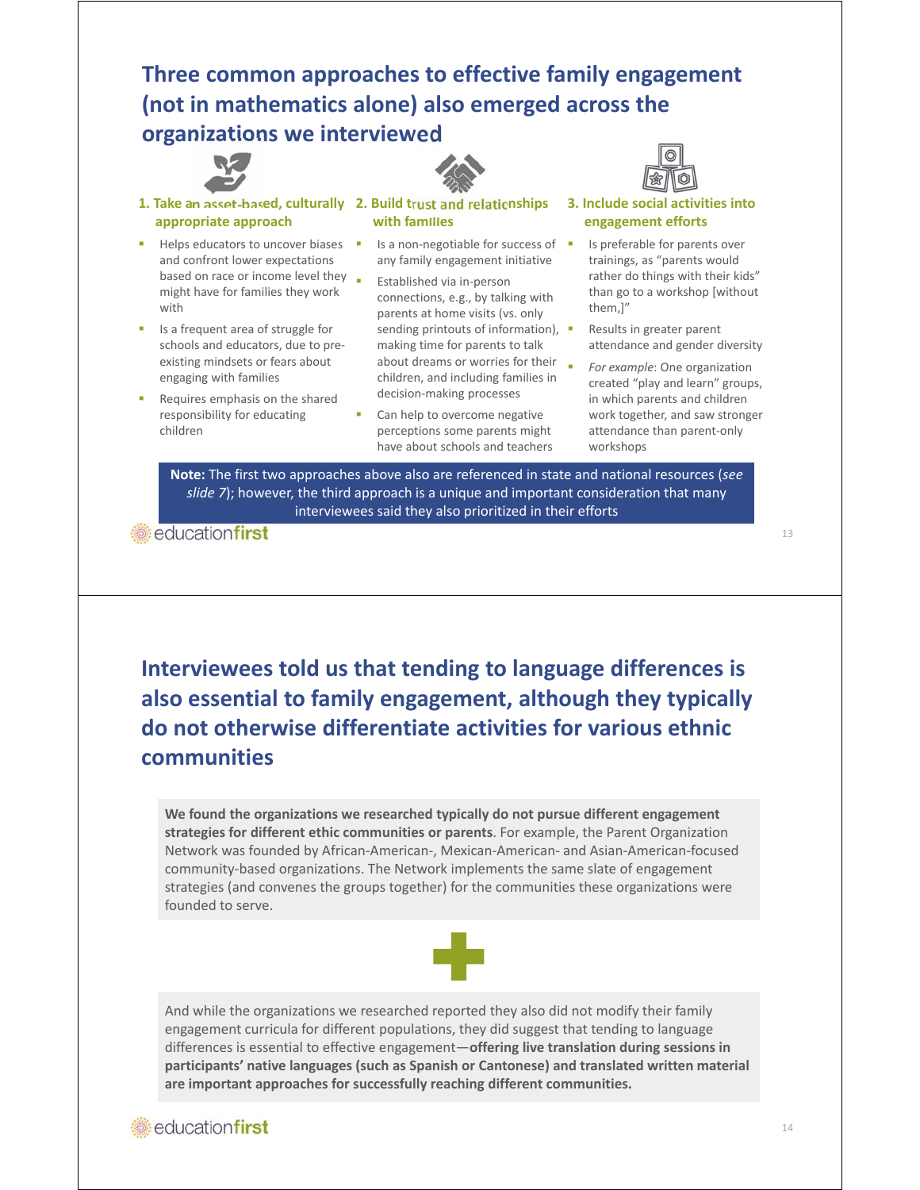## Three common approaches to effective family engagement (not in mathematics alone) also emerged across the organizations we interviewed

### 1. Take an asset-based, culturally appropriate approach

- Helps educators to uncover biases and confront lower expectations based on race or income level they might have for families they work with
- Is a frequent area of struggle for schools and educators, due to pre-existing mindsets or fears about engaging with families
- Requires emphasis on the shared responsibility for educating children

### 2. Build trust and relationships with families

- Is a non-negotiable for success of any family engagement initiative
- Established via in-person connections, e.g., by talking with parents at home visits (vs. only sending printouts of information), making time for parents to talk about dreams or worries for their children, and including families in decision-making processes
- Can help to overcome negative perceptions some parents might have about schools and teachers

### 3. Include social activities into engagement efforts

- Is preferable for parents over trainings, as "parents would rather do things with their kids" than go to a workshop [without them,]"
- Results in greater parent attendance and gender diversity
- *For example*: One organization created "play and learn" groups, in which parents and children work together, and saw stronger attendance than parent-only workshops

**Note:** The first two approaches above also are referenced in state and national resources (*see slide 7*); however, the third approach is a unique and important consideration that many interviewees said they also prioritized in their efforts

## Interviewees told us that tending to language differences is also essential to family engagement, although they typically do not otherwise differentiate activities for various ethnic communities

**We found the organizations we researched typically do not pursue different engagement strategies for different ethic communities or parents**. For example, the Parent Organization Network was founded by African-American-, Mexican-American- and Asian-American-focused community-based organizations. The Network implements the same slate of engagement strategies (and convenes the groups together) for the communities these organizations were founded to serve.

+

And while the organizations we researched reported they also did not modify their family engagement curricula for different populations, they did suggest that tending to language differences is essential to effective engagement—**offering live translation during sessions in participants' native languages (such as Spanish or Cantonese) and translated written material are important approaches for successfully reaching different communities.**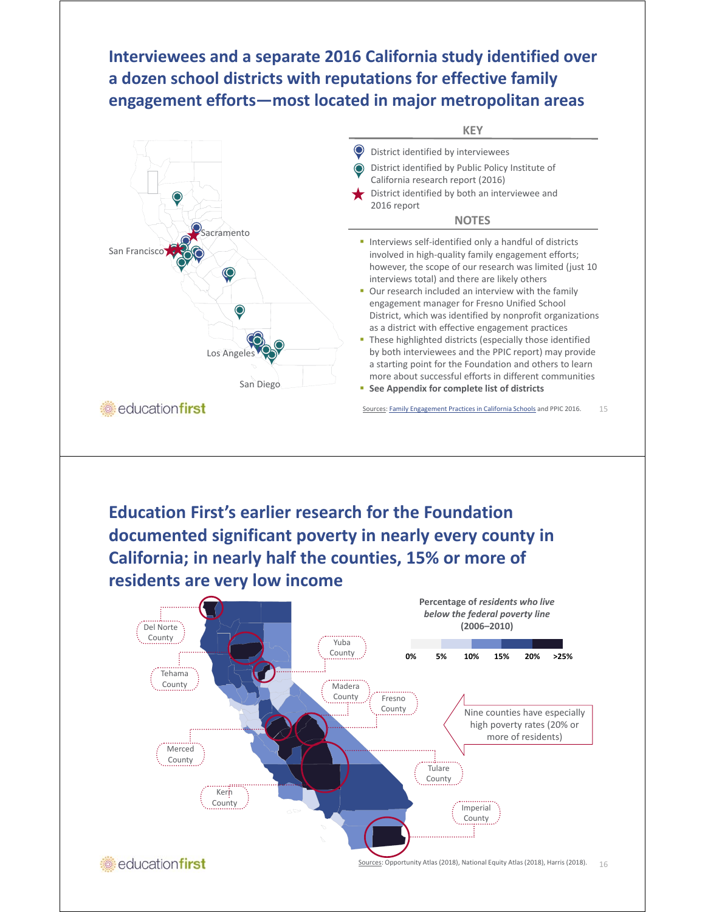## Interviewees and a separate 2016 California study identified over a dozen school districts with reputations for effective family engagement efforts—most located in major metropolitan areas

Sacramento

San Francisco

Los Angeles

San Diego

**KEY**

- District identified by interviewees
- District identified by Public Policy Institute of California research report (2016)
- District identified by both an interviewee and 2016 report

**NOTES**

- Interviews self-identified only a handful of districts involved in high-quality family engagement efforts; however, the scope of our research was limited (just 10 interviews total) and there are likely others
- Our research included an interview with the family engagement manager for Fresno Unified School District, which was identified by nonprofit organizations as a district with effective engagement practices
- These highlighted districts (especially those identified by both interviewees and the PPIC report) may provide a starting point for the Foundation and others to learn more about successful efforts in different communities
- **See Appendix for complete list of districts**

Sources: Family Engagement Practices in California Schools and PPIC 2016.

## Education First's earlier research for the Foundation documented significant poverty in nearly every county in California; in nearly half the counties, 15% or more of residents are very low income

**Percentage of *residents who live below the federal poverty line* (2006–2010)**

0% 5% 10% 15% 20% >25%

Del Norte County

Tehama County

Yuba County

Madera County

Fresno County

Merced County

Tulare County

Kern County

Imperial County

Nine counties have especially high poverty rates (20% or more of residents)

Sources: Opportunity Atlas (2018), National Equity Atlas (2018), Harris (2018).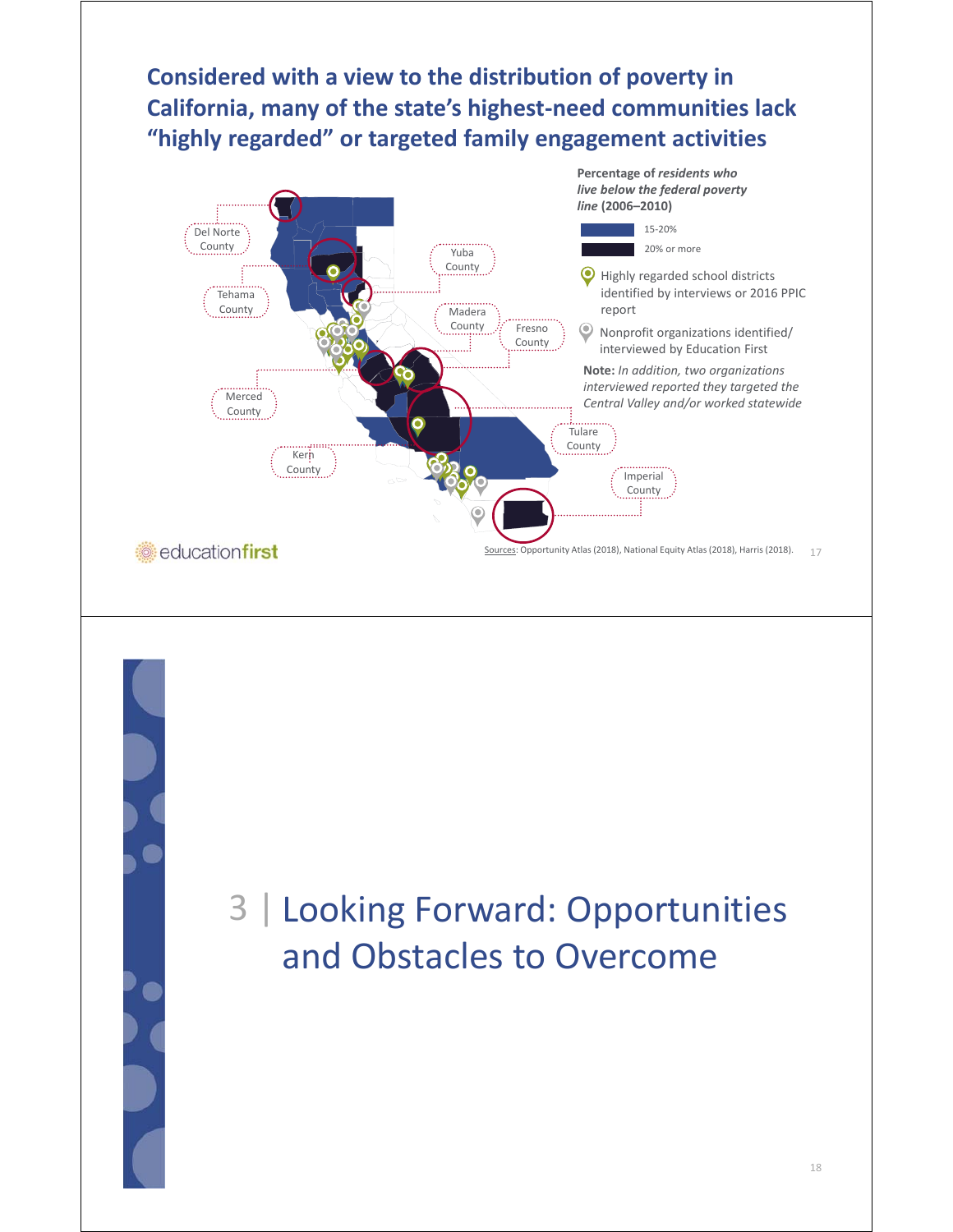## Considered with a view to the distribution of poverty in California, many of the state's highest-need communities lack "highly regarded" or targeted family engagement activities

Del Norte County

Tehama County

Yuba County

Madera County

Fresno County

Merced County

Kern County

Tulare County

Imperial County

**Percentage of *residents who live below the federal poverty line* (2006–2010)**

- 15-20%
- 20% or more

Highly regarded school districts identified by interviews or 2016 PPIC report

Nonprofit organizations identified/ interviewed by Education First

**Note:** *In addition, two organizations interviewed reported they targeted the Central Valley and/or worked statewide*

Sources: Opportunity Atlas (2018), National Equity Atlas (2018), Harris (2018).

# 3 | Looking Forward: Opportunities and Obstacles to Overcome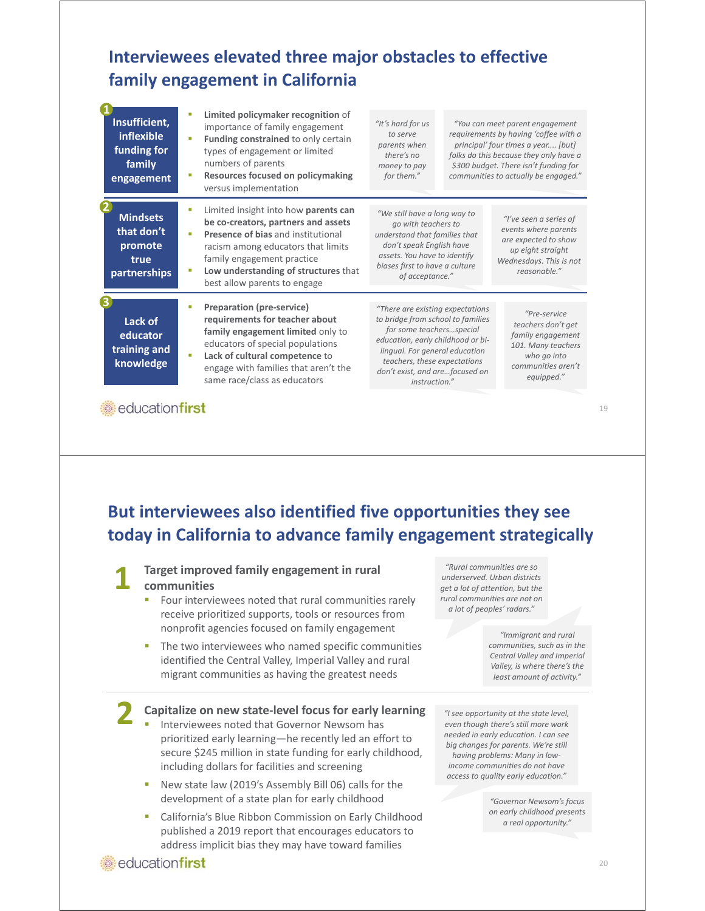## Interviewees elevated three major obstacles to effective family engagement in California

**1 Insufficient, inflexible funding for family engagement**

- **Limited policymaker recognition** of importance of family engagement
- **Funding constrained** to only certain types of engagement or limited numbers of parents
- **Resources focused on policymaking** versus implementation

*"It's hard for us to serve parents when there's no money to pay for them."*

*"You can meet parent engagement requirements by having 'coffee with a principal' four times a year.... [but] folks do this because they only have a $300 budget. There isn't funding for communities to actually be engaged."*

**2 Mindsets that don't promote true partnerships**

- Limited insight into how **parents can be co-creators, partners and assets**
- **Presence of bias** and institutional racism among educators that limits family engagement practice
- **Low understanding of structures** that best allow parents to engage

*"We still have a long way to go with teachers to understand that families that don't speak English have assets. You have to identify biases first to have a culture of acceptance."*

*"I've seen a series of events where parents are expected to show up eight straight Wednesdays. This is not reasonable."*

**3 Lack of educator training and knowledge**

- **Preparation (pre-service) requirements for teacher about family engagement limited** only to educators of special populations
- **Lack of cultural competence** to engage with families that aren't the same race/class as educators

*"There are existing expectations to bridge from school to families for some teachers…special education, early childhood or bi-lingual. For general education teachers, these expectations don't exist, and are…focused on instruction."*

*"Pre-service teachers don't get family engagement 101. Many teachers who go into communities aren't equipped."*

## But interviewees also identified five opportunities they see today in California to advance family engagement strategically

### 1 Target improved family engagement in rural communities

- Four interviewees noted that rural communities rarely receive prioritized supports, tools or resources from nonprofit agencies focused on family engagement
- The two interviewees who named specific communities identified the Central Valley, Imperial Valley and rural migrant communities as having the greatest needs

*"Rural communities are so underserved. Urban districts get a lot of attention, but the rural communities are not on a lot of peoples' radars."*

*"Immigrant and rural communities, such as in the Central Valley and Imperial Valley, is where there's the least amount of activity."*

### 2 Capitalize on new state-level focus for early learning

- Interviewees noted that Governor Newsom has prioritized early learning—he recently led an effort to secure $245 million in state funding for early childhood, including dollars for facilities and screening
- New state law (2019's Assembly Bill 06) calls for the development of a state plan for early childhood
- California's Blue Ribbon Commission on Early Childhood published a 2019 report that encourages educators to address implicit bias they may have toward families

*"I see opportunity at the state level, even though there's still more work needed in early education. I can see big changes for parents. We're still having problems: Many in low-income communities do not have access to quality early education."*

*"Governor Newsom's focus on early childhood presents a real opportunity."*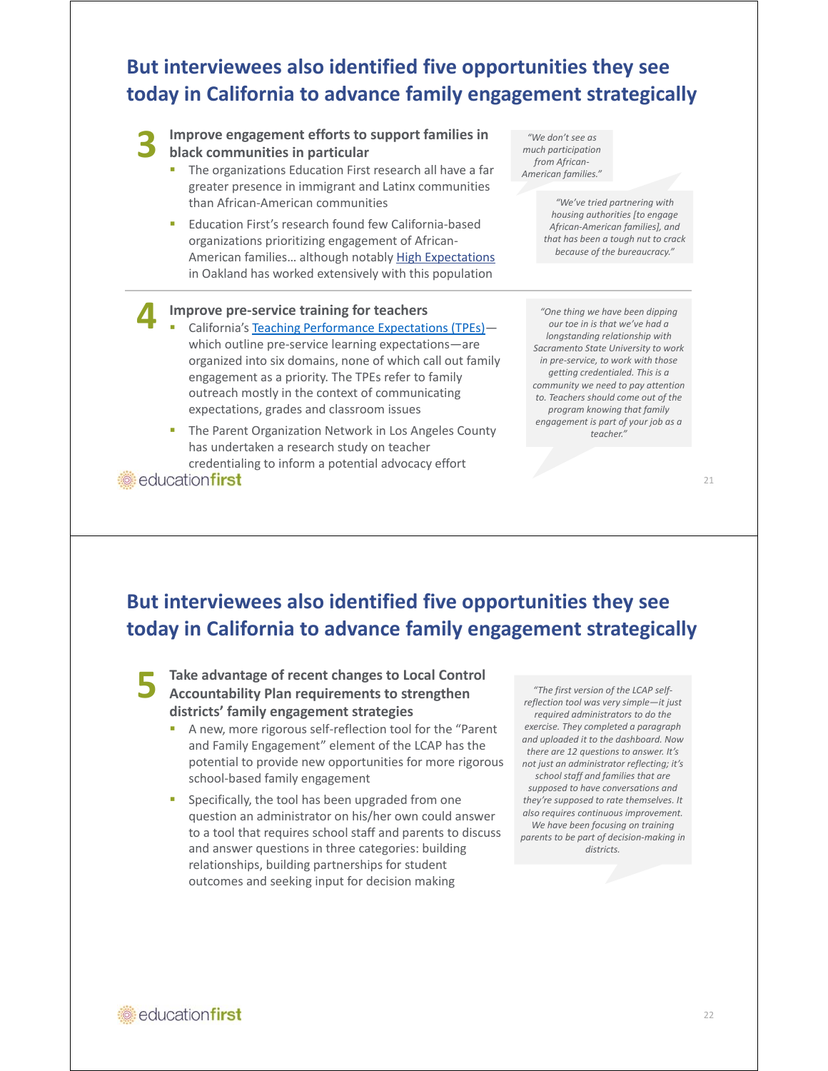## But interviewees also identified five opportunities they see today in California to advance family engagement strategically

### 3 Improve engagement efforts to support families in black communities in particular

- The organizations Education First research all have a far greater presence in immigrant and Latinx communities than African-American communities
- Education First's research found few California-based organizations prioritizing engagement of African-American families… although notably High Expectations in Oakland has worked extensively with this population

*"We don't see as much participation from African-American families."*

*"We've tried partnering with housing authorities [to engage African-American families], and that has been a tough nut to crack because of the bureaucracy."*

### 4 Improve pre-service training for teachers

- California's Teaching Performance Expectations (TPEs)—which outline pre-service learning expectations—are organized into six domains, none of which call out family engagement as a priority. The TPEs refer to family outreach mostly in the context of communicating expectations, grades and classroom issues
- The Parent Organization Network in Los Angeles County has undertaken a research study on teacher credentialing to inform a potential advocacy effort

*"One thing we have been dipping our toe in is that we've had a longstanding relationship with Sacramento State University to work in pre-service, to work with those getting credentialed. This is a community we need to pay attention to. Teachers should come out of the program knowing that family engagement is part of your job as a teacher."*

## But interviewees also identified five opportunities they see today in California to advance family engagement strategically

### 5 Take advantage of recent changes to Local Control Accountability Plan requirements to strengthen districts' family engagement strategies

- A new, more rigorous self-reflection tool for the "Parent and Family Engagement" element of the LCAP has the potential to provide new opportunities for more rigorous school-based family engagement
- Specifically, the tool has been upgraded from one question an administrator on his/her own could answer to a tool that requires school staff and parents to discuss and answer questions in three categories: building relationships, building partnerships for student outcomes and seeking input for decision making

*"The first version of the LCAP self-reflection tool was very simple—it just required administrators to do the exercise. They completed a paragraph and uploaded it to the dashboard. Now there are 12 questions to answer. It's not just an administrator reflecting; it's school staff and families that are supposed to have conversations and they're supposed to rate themselves. It also requires continuous improvement. We have been focusing on training parents to be part of decision-making in districts.*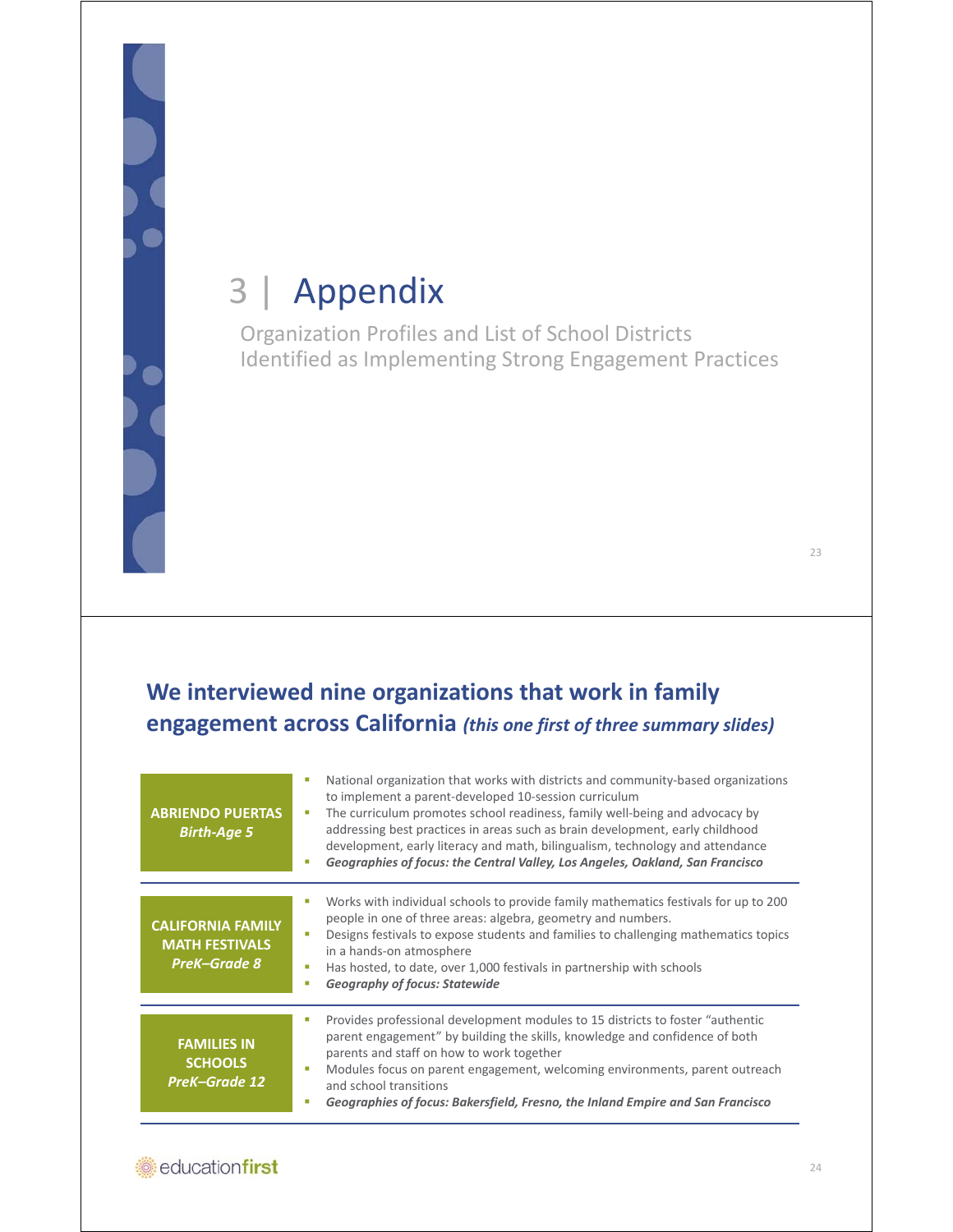# 3 | Appendix

Organization Profiles and List of School Districts Identified as Implementing Strong Engagement Practices

## We interviewed nine organizations that work in family engagement across California *(this one first of three summary slides)*

| Organization | Description |
|---|---|
| **ABRIENDO PUERTAS** *Birth-Age 5* | ▪ National organization that works with districts and community-based organizations to implement a parent-developed 10-session curriculum<br>▪ The curriculum promotes school readiness, family well-being and advocacy by addressing best practices in areas such as brain development, early childhood development, early literacy and math, bilingualism, technology and attendance<br>▪ ***Geographies of focus: the Central Valley, Los Angeles, Oakland, San Francisco*** |
| **CALIFORNIA FAMILY MATH FESTIVALS** *PreK–Grade 8* | ▪ Works with individual schools to provide family mathematics festivals for up to 200 people in one of three areas: algebra, geometry and numbers.<br>▪ Designs festivals to expose students and families to challenging mathematics topics in a hands-on atmosphere<br>▪ Has hosted, to date, over 1,000 festivals in partnership with schools<br>▪ ***Geography of focus: Statewide*** |
| **FAMILIES IN SCHOOLS** *PreK–Grade 12* | ▪ Provides professional development modules to 15 districts to foster "authentic parent engagement" by building the skills, knowledge and confidence of both parents and staff on how to work together<br>▪ Modules focus on parent engagement, welcoming environments, parent outreach and school transitions<br>▪ ***Geographies of focus: Bakersfield, Fresno, the Inland Empire and San Francisco*** |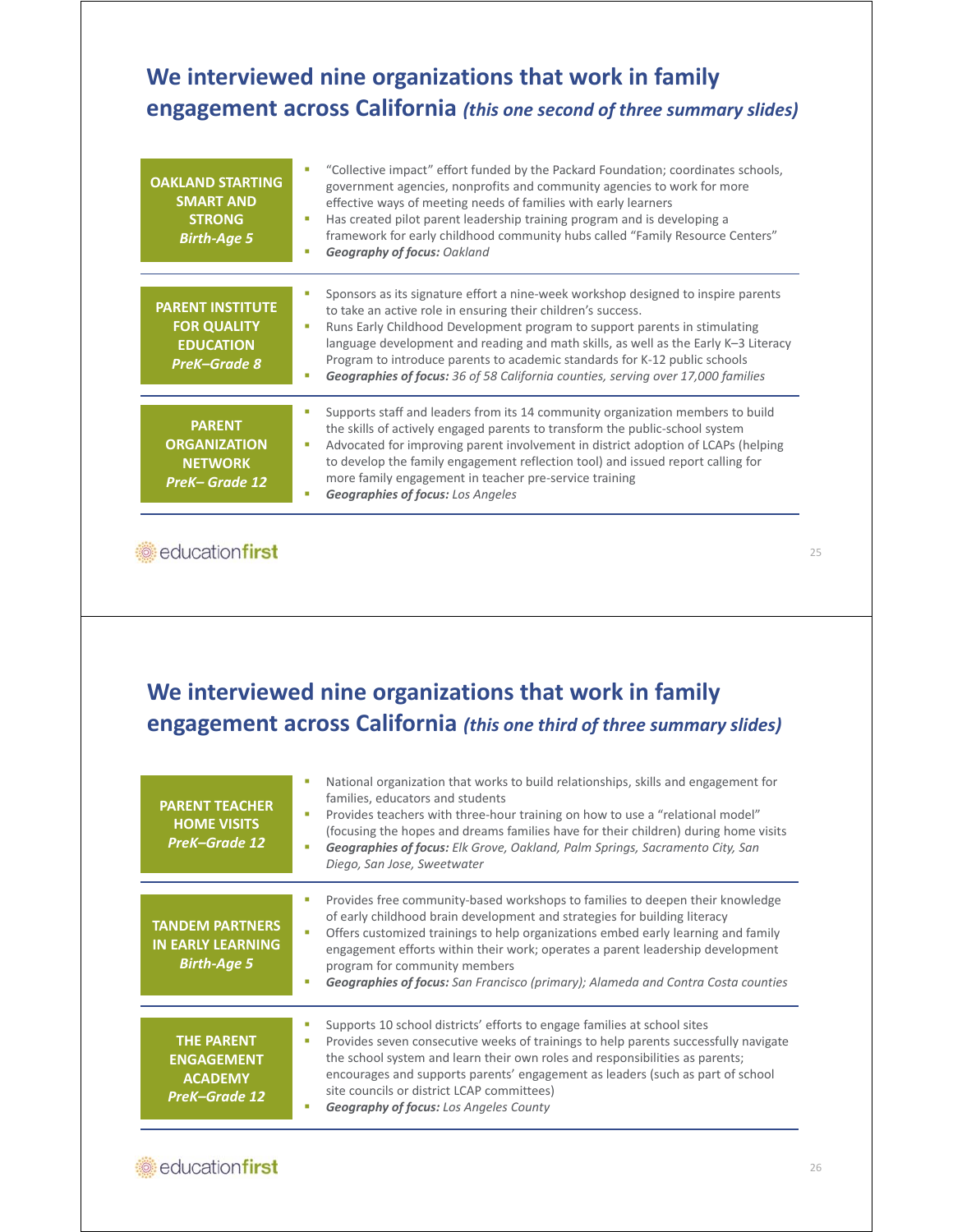## We interviewed nine organizations that work in family engagement across California *(this one second of three summary slides)*

**OAKLAND STARTING SMART AND STRONG**
*Birth-Age 5*

- "Collective impact" effort funded by the Packard Foundation; coordinates schools, government agencies, nonprofits and community agencies to work for more effective ways of meeting needs of families with early learners
- Has created pilot parent leadership training program and is developing a framework for early childhood community hubs called "Family Resource Centers"
- ***Geography of focus:*** *Oakland*

**PARENT INSTITUTE FOR QUALITY EDUCATION**
*PreK–Grade 8*

- Sponsors as its signature effort a nine-week workshop designed to inspire parents to take an active role in ensuring their children's success.
- Runs Early Childhood Development program to support parents in stimulating language development and reading and math skills, as well as the Early K–3 Literacy Program to introduce parents to academic standards for K-12 public schools
- ***Geographies of focus:*** *36 of 58 California counties, serving over 17,000 families*

**PARENT ORGANIZATION NETWORK**
*PreK– Grade 12*

- Supports staff and leaders from its 14 community organization members to build the skills of actively engaged parents to transform the public-school system
- Advocated for improving parent involvement in district adoption of LCAPs (helping to develop the family engagement reflection tool) and issued report calling for more family engagement in teacher pre-service training
- ***Geographies of focus:*** *Los Angeles*

## We interviewed nine organizations that work in family engagement across California *(this one third of three summary slides)*

**PARENT TEACHER HOME VISITS**
*PreK–Grade 12*

- National organization that works to build relationships, skills and engagement for families, educators and students
- Provides teachers with three-hour training on how to use a "relational model" (focusing the hopes and dreams families have for their children) during home visits
- ***Geographies of focus:*** *Elk Grove, Oakland, Palm Springs, Sacramento City, San Diego, San Jose, Sweetwater*

**TANDEM PARTNERS IN EARLY LEARNING**
*Birth-Age 5*

- Provides free community-based workshops to families to deepen their knowledge of early childhood brain development and strategies for building literacy
- Offers customized trainings to help organizations embed early learning and family engagement efforts within their work; operates a parent leadership development program for community members
- ***Geographies of focus:*** *San Francisco (primary); Alameda and Contra Costa counties*

**THE PARENT ENGAGEMENT ACADEMY**
*PreK–Grade 12*

- Supports 10 school districts' efforts to engage families at school sites
- Provides seven consecutive weeks of trainings to help parents successfully navigate the school system and learn their own roles and responsibilities as parents; encourages and supports parents' engagement as leaders (such as part of school site councils or district LCAP committees)
- ***Geography of focus:*** *Los Angeles County*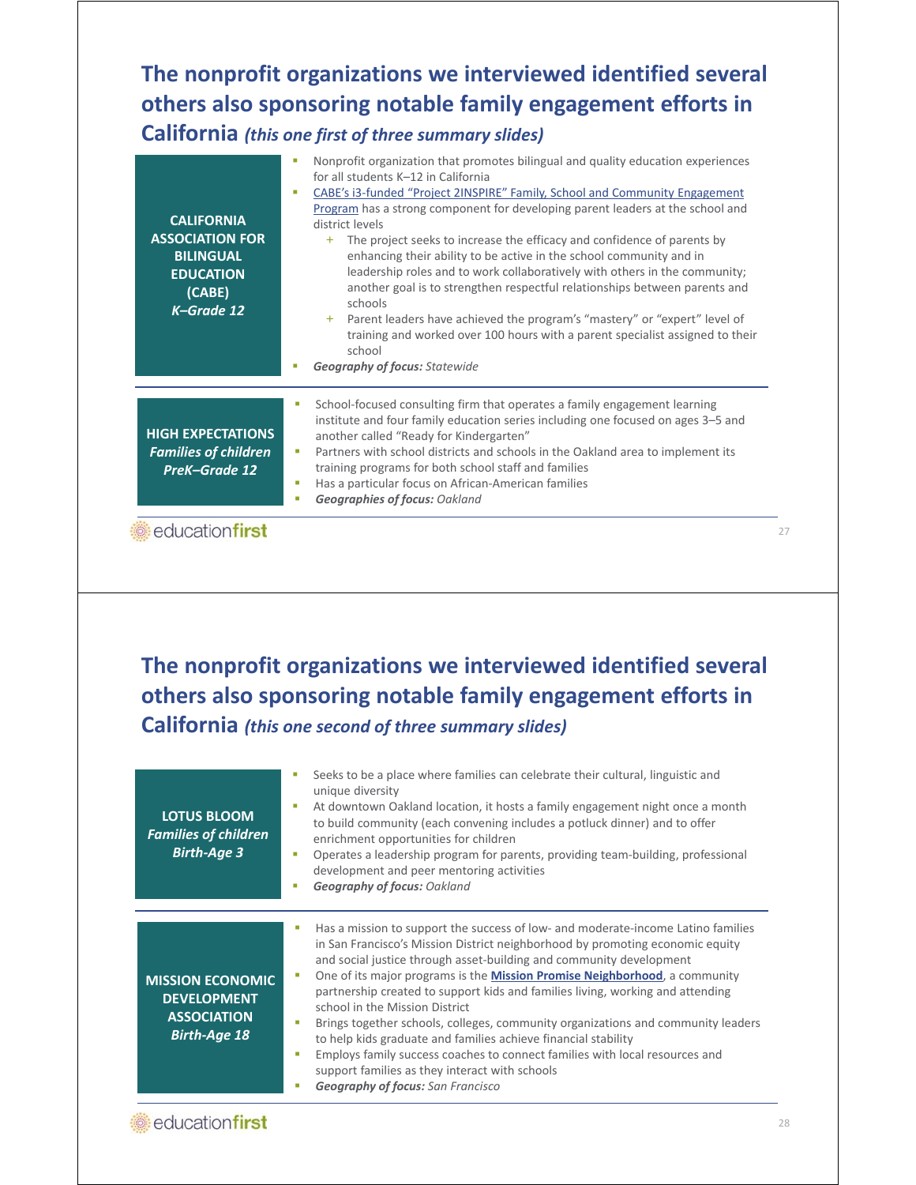## The nonprofit organizations we interviewed identified several others also sponsoring notable family engagement efforts in California *(this one first of three summary slides)*

**CALIFORNIA ASSOCIATION FOR BILINGUAL EDUCATION (CABE)**
*K–Grade 12*

- Nonprofit organization that promotes bilingual and quality education experiences for all students K–12 in California
- CABE's i3-funded "Project 2INSPIRE" Family, School and Community Engagement Program has a strong component for developing parent leaders at the school and district levels
  - The project seeks to increase the efficacy and confidence of parents by enhancing their ability to be active in the school community and in leadership roles and to work collaboratively with others in the community; another goal is to strengthen respectful relationships between parents and schools
  - Parent leaders have achieved the program's "mastery" or "expert" level of training and worked over 100 hours with a parent specialist assigned to their school
- ***Geography of focus:*** *Statewide*

**HIGH EXPECTATIONS**
*Families of children PreK–Grade 12*

- School-focused consulting firm that operates a family engagement learning institute and four family education series including one focused on ages 3–5 and another called "Ready for Kindergarten"
- Partners with school districts and schools in the Oakland area to implement its training programs for both school staff and families
- Has a particular focus on African-American families
- ***Geographies of focus:*** *Oakland*

## The nonprofit organizations we interviewed identified several others also sponsoring notable family engagement efforts in California *(this one second of three summary slides)*

**LOTUS BLOOM**
*Families of children Birth-Age 3*

- Seeks to be a place where families can celebrate their cultural, linguistic and unique diversity
- At downtown Oakland location, it hosts a family engagement night once a month to build community (each convening includes a potluck dinner) and to offer enrichment opportunities for children
- Operates a leadership program for parents, providing team-building, professional development and peer mentoring activities
- ***Geography of focus:*** *Oakland*

**MISSION ECONOMIC DEVELOPMENT ASSOCIATION**
*Birth-Age 18*

- Has a mission to support the success of low- and moderate-income Latino families in San Francisco's Mission District neighborhood by promoting economic equity and social justice through asset-building and community development
- One of its major programs is the **Mission Promise Neighborhood**, a community partnership created to support kids and families living, working and attending school in the Mission District
- Brings together schools, colleges, community organizations and community leaders to help kids graduate and families achieve financial stability
- Employs family success coaches to connect families with local resources and support families as they interact with schools
- ***Geography of focus:*** *San Francisco*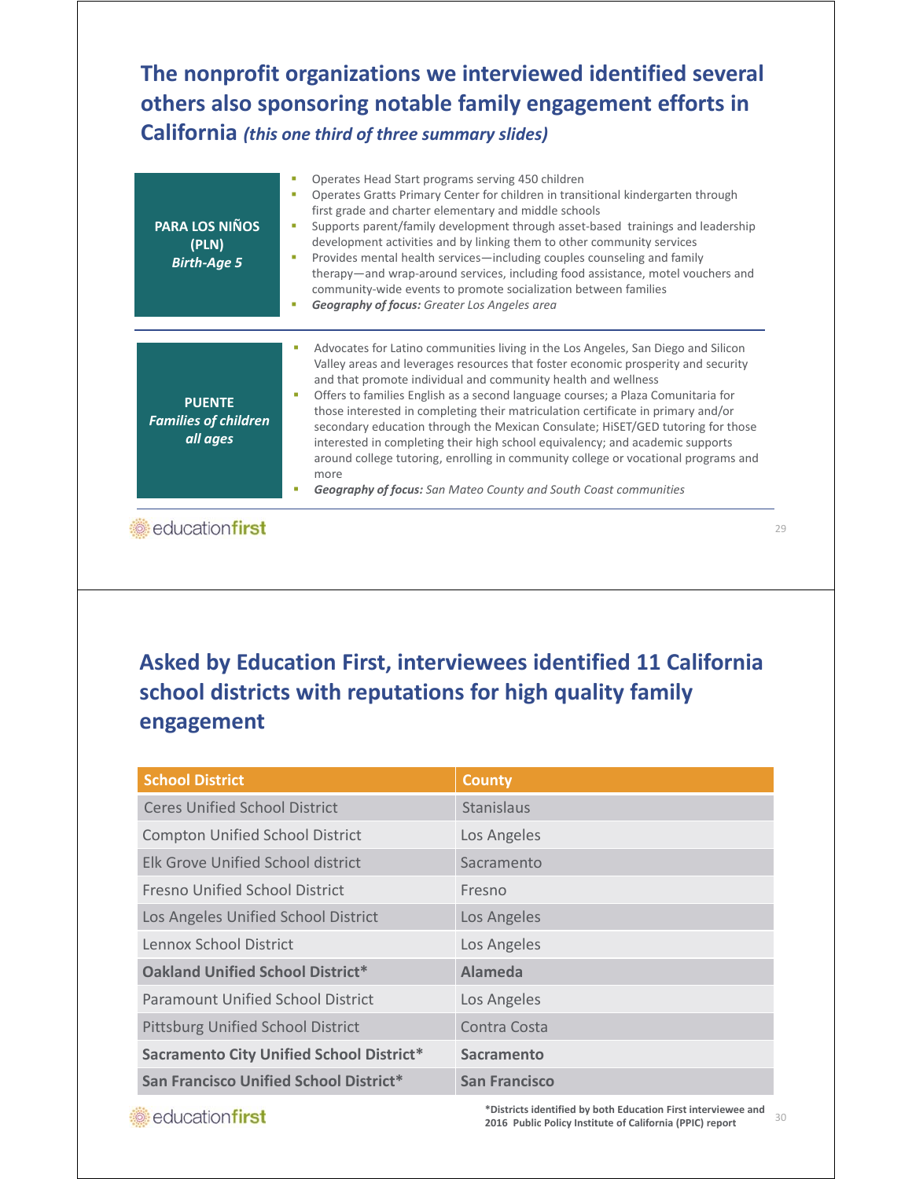## The nonprofit organizations we interviewed identified several others also sponsoring notable family engagement efforts in California *(this one third of three summary slides)*

**PARA LOS NIÑOS (PLN)**
***Birth-Age 5***

- Operates Head Start programs serving 450 children
- Operates Gratts Primary Center for children in transitional kindergarten through first grade and charter elementary and middle schools
- Supports parent/family development through asset-based trainings and leadership development activities and by linking them to other community services
- Provides mental health services—including couples counseling and family therapy—and wrap-around services, including food assistance, motel vouchers and community-wide events to promote socialization between families
- ***Geography of focus:*** *Greater Los Angeles area*

**PUENTE**
***Families of children all ages***

- Advocates for Latino communities living in the Los Angeles, San Diego and Silicon Valley areas and leverages resources that foster economic prosperity and security and that promote individual and community health and wellness
- Offers to families English as a second language courses; a Plaza Comunitaria for those interested in completing their matriculation certificate in primary and/or secondary education through the Mexican Consulate; HiSET/GED tutoring for those interested in completing their high school equivalency; and academic supports around college tutoring, enrolling in community college or vocational programs and more
- ***Geography of focus:*** *San Mateo County and South Coast communities*

## Asked by Education First, interviewees identified 11 California school districts with reputations for high quality family engagement

| School District | County |
|---|---|
| Ceres Unified School District | Stanislaus |
| Compton Unified School District | Los Angeles |
| Elk Grove Unified School district | Sacramento |
| Fresno Unified School District | Fresno |
| Los Angeles Unified School District | Los Angeles |
| Lennox School District | Los Angeles |
| **Oakland Unified School District*** | **Alameda** |
| Paramount Unified School District | Los Angeles |
| Pittsburg Unified School District | Contra Costa |
| **Sacramento City Unified School District*** | **Sacramento** |
| **San Francisco Unified School District*** | **San Francisco** |

***Districts identified by both Education First interviewee and 2016 Public Policy Institute of California (PPIC) report**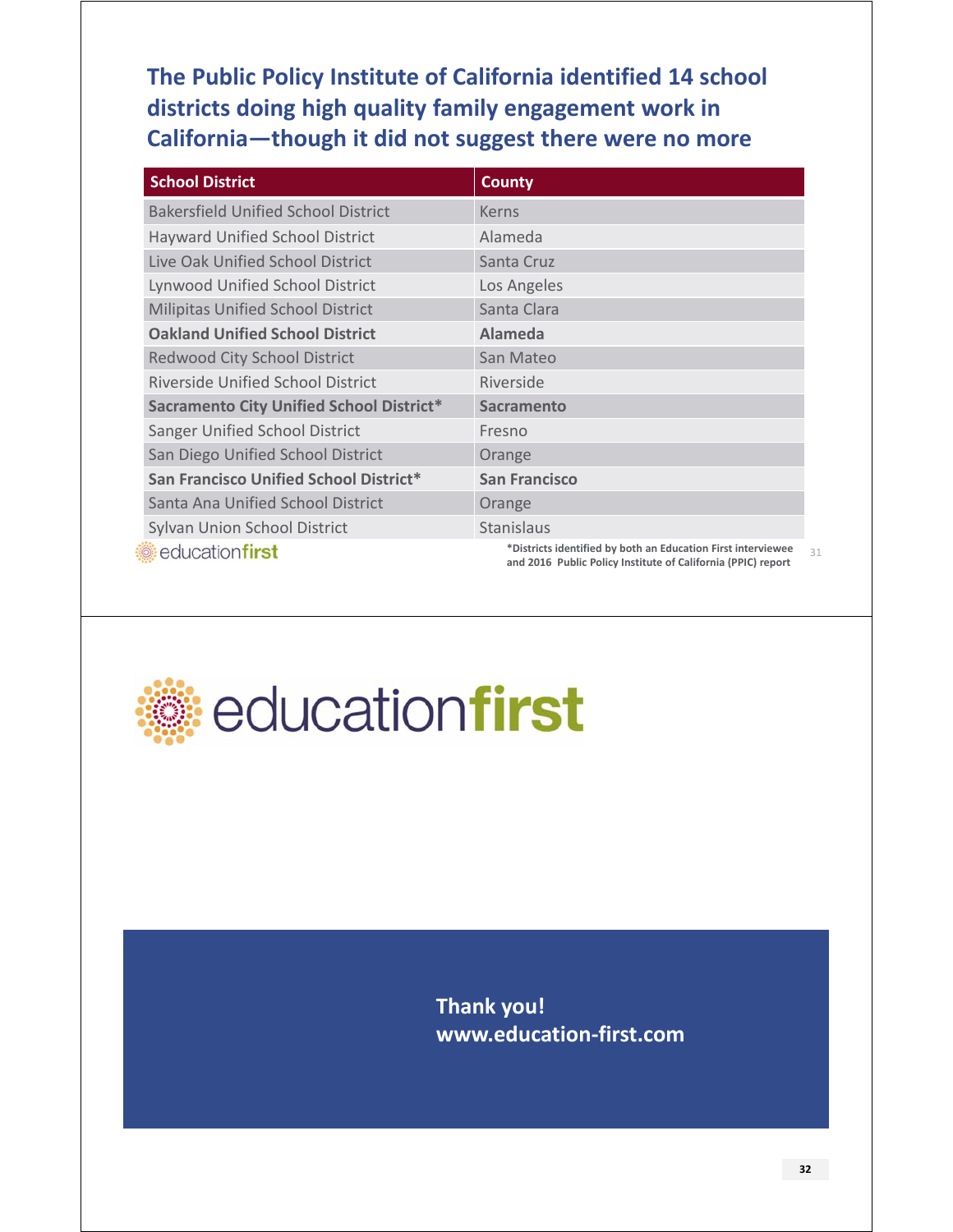## The Public Policy Institute of California identified 14 school districts doing high quality family engagement work in California—though it did not suggest there were no more

| School District | County |
|---|---|
| Bakersfield Unified School District | Kerns |
| Hayward Unified School District | Alameda |
| Live Oak Unified School District | Santa Cruz |
| Lynwood Unified School District | Los Angeles |
| Milipitas Unified School District | Santa Clara |
| **Oakland Unified School District** | **Alameda** |
| Redwood City School District | San Mateo |
| Riverside Unified School District | Riverside |
| **Sacramento City Unified School District*** | **Sacramento** |
| Sanger Unified School District | Fresno |
| San Diego Unified School District | Orange |
| **San Francisco Unified School District*** | **San Francisco** |
| Santa Ana Unified School District | Orange |
| Sylvan Union School District | Stanislaus |

**\*Districts identified by both an Education First interviewee and 2016 Public Policy Institute of California (PPIC) report**

educationfirst

**Thank you!**
**www.education-first.com**